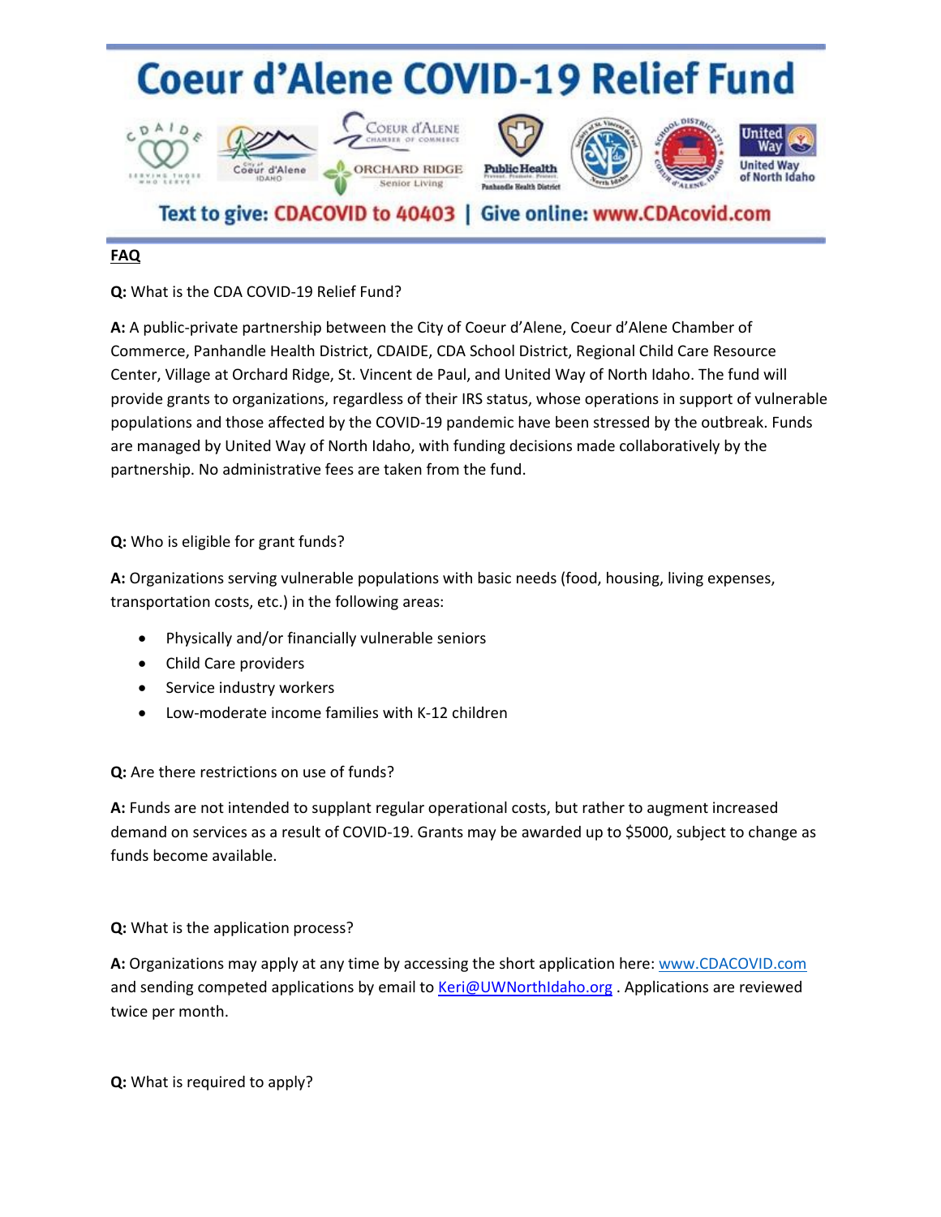# Coeur d'Alene COVID-19 Relief Fund

Text to give: CDACOVID to 40403 | Give online: www.CDAcovid.com

**FAQ**

**Q:** What is the CDA COVID-19 Relief Fund?

**A:** A public-private partnership between the City of Coeur d'Alene, Coeur d'Alene Chamber of Commerce, Panhandle Health District, CDAIDE, CDA School District, Regional Child Care Resource Center, Village at Orchard Ridge, St. Vincent de Paul, and United Way of North Idaho. The fund will provide grants to organizations, regardless of their IRS status, whose operations in support of vulnerable populations and those affected by the COVID-19 pandemic have been stressed by the outbreak. Funds are managed by United Way of North Idaho, with funding decisions made collaboratively by the partnership. No administrative fees are taken from the fund.

**Q:** Who is eligible for grant funds?

**A:** Organizations serving vulnerable populations with basic needs (food, housing, living expenses, transportation costs, etc.) in the following areas:

- Physically and/or financially vulnerable seniors
- Child Care providers
- Service industry workers
- Low-moderate income families with K-12 children

**Q:** Are there restrictions on use of funds?

**A:** Funds are not intended to supplant regular operational costs, but rather to augment increased demand on services as a result of COVID-19. Grants may be awarded up to $5000, subject to change as funds become available.

**Q:** What is the application process?

**A:** Organizations may apply at any time by accessing the short application here: www.CDACOVID.com and sending competed applications by email to Keri@UWNorthIdaho.org . Applications are reviewed twice per month.

**Q:** What is required to apply?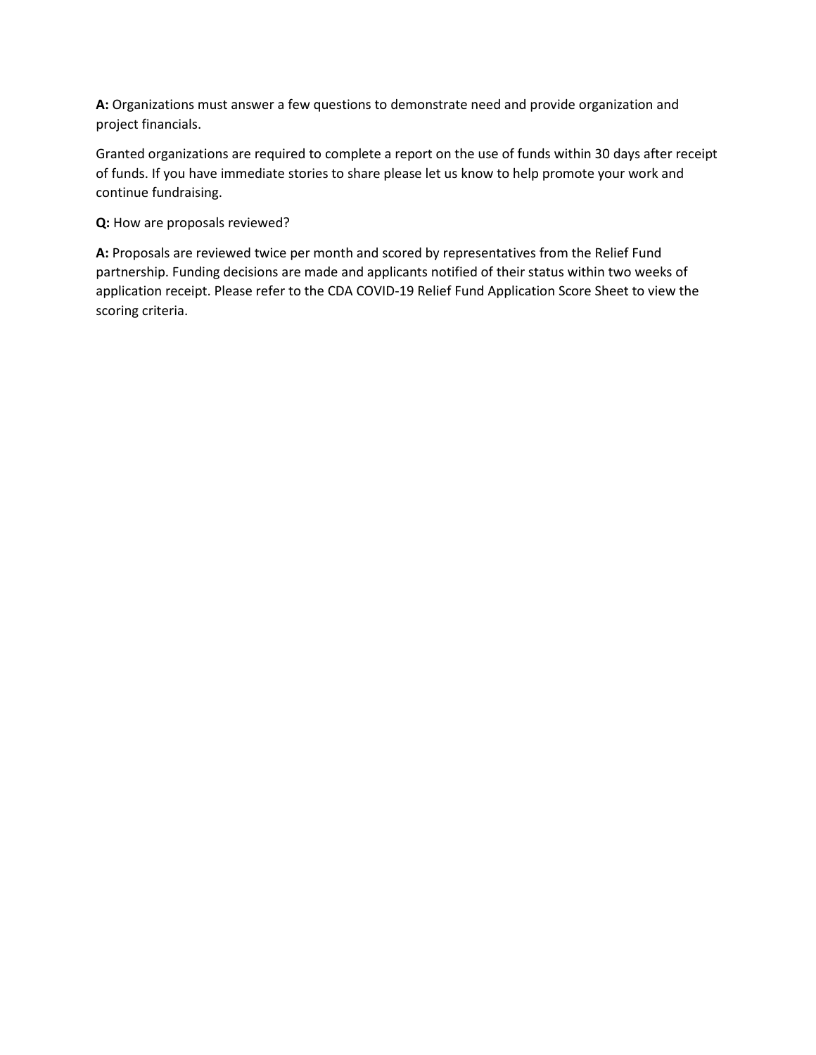**A:** Organizations must answer a few questions to demonstrate need and provide organization and project financials.

Granted organizations are required to complete a report on the use of funds within 30 days after receipt of funds. If you have immediate stories to share please let us know to help promote your work and continue fundraising.

**Q:** How are proposals reviewed?

**A:** Proposals are reviewed twice per month and scored by representatives from the Relief Fund partnership. Funding decisions are made and applicants notified of their status within two weeks of application receipt. Please refer to the CDA COVID-19 Relief Fund Application Score Sheet to view the scoring criteria.